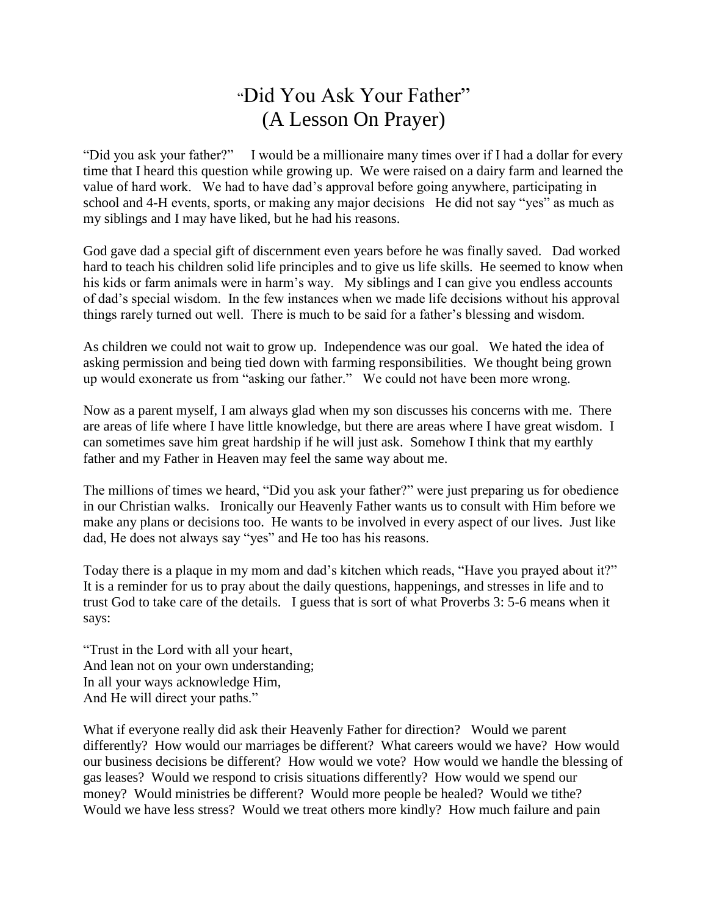# "Did You Ask Your Father" (A Lesson On Prayer)

"Did you ask your father?" I would be a millionaire many times over if I had a dollar for every time that I heard this question while growing up. We were raised on a dairy farm and learned the value of hard work. We had to have dad's approval before going anywhere, participating in school and 4-H events, sports, or making any major decisions He did not say "yes" as much as my siblings and I may have liked, but he had his reasons.

God gave dad a special gift of discernment even years before he was finally saved. Dad worked hard to teach his children solid life principles and to give us life skills. He seemed to know when his kids or farm animals were in harm's way. My siblings and I can give you endless accounts of dad's special wisdom. In the few instances when we made life decisions without his approval things rarely turned out well. There is much to be said for a father's blessing and wisdom.

As children we could not wait to grow up. Independence was our goal. We hated the idea of asking permission and being tied down with farming responsibilities. We thought being grown up would exonerate us from "asking our father." We could not have been more wrong.

Now as a parent myself, I am always glad when my son discusses his concerns with me. There are areas of life where I have little knowledge, but there are areas where I have great wisdom. I can sometimes save him great hardship if he will just ask. Somehow I think that my earthly father and my Father in Heaven may feel the same way about me.

The millions of times we heard, "Did you ask your father?" were just preparing us for obedience in our Christian walks. Ironically our Heavenly Father wants us to consult with Him before we make any plans or decisions too. He wants to be involved in every aspect of our lives. Just like dad, He does not always say "yes" and He too has his reasons.

Today there is a plaque in my mom and dad's kitchen which reads, "Have you prayed about it?" It is a reminder for us to pray about the daily questions, happenings, and stresses in life and to trust God to take care of the details. I guess that is sort of what Proverbs 3: 5-6 means when it says:

"Trust in the Lord with all your heart,
And lean not on your own understanding;
In all your ways acknowledge Him,
And He will direct your paths."

What if everyone really did ask their Heavenly Father for direction? Would we parent differently? How would our marriages be different? What careers would we have? How would our business decisions be different? How would we vote? How would we handle the blessing of gas leases? Would we respond to crisis situations differently? How would we spend our money? Would ministries be different? Would more people be healed? Would we tithe? Would we have less stress? Would we treat others more kindly? How much failure and pain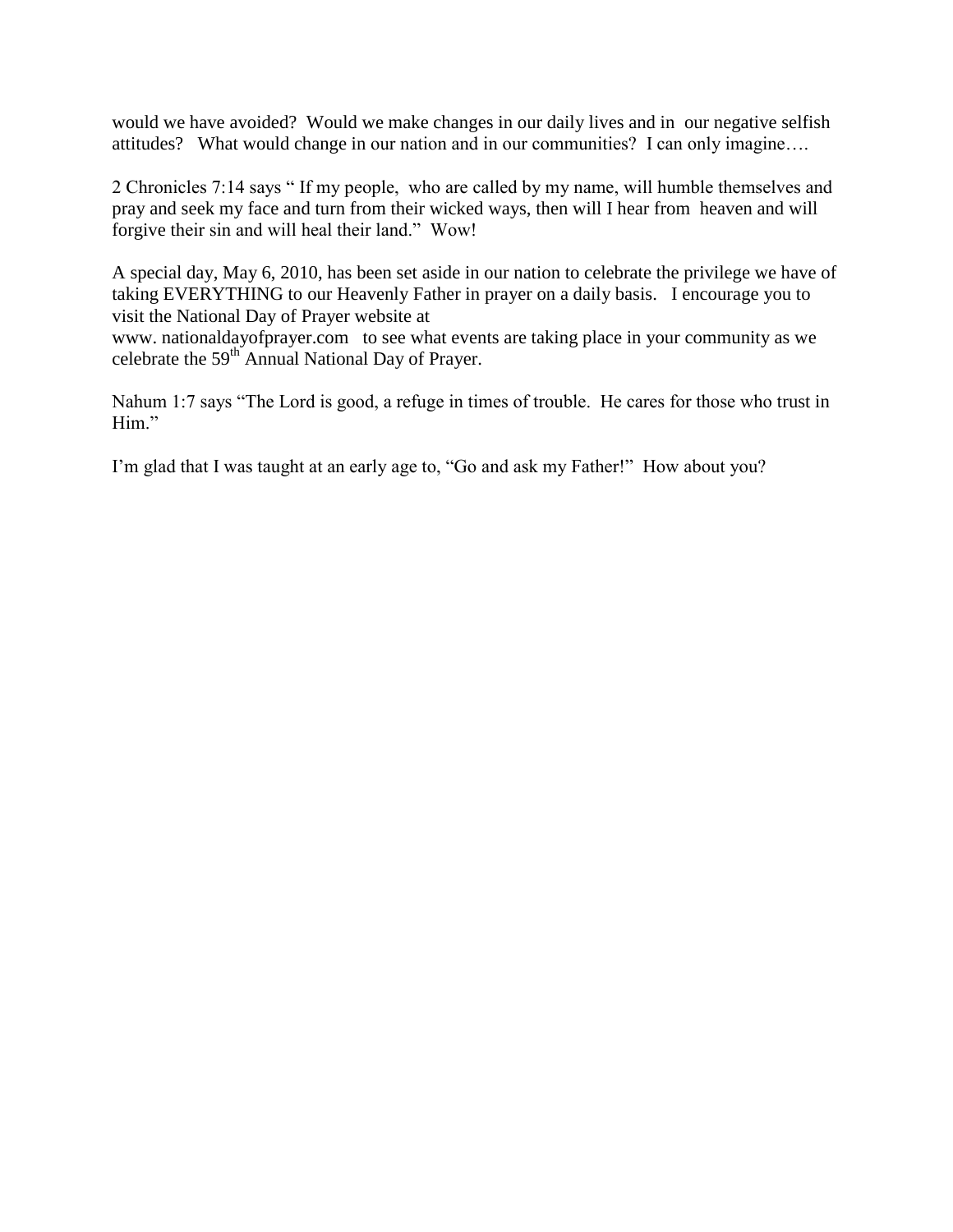would we have avoided? Would we make changes in our daily lives and in our negative selfish attitudes? What would change in our nation and in our communities? I can only imagine….

2 Chronicles 7:14 says " If my people, who are called by my name, will humble themselves and pray and seek my face and turn from their wicked ways, then will I hear from heaven and will forgive their sin and will heal their land." Wow!

A special day, May 6, 2010, has been set aside in our nation to celebrate the privilege we have of taking EVERYTHING to our Heavenly Father in prayer on a daily basis. I encourage you to visit the National Day of Prayer website at www. nationaldayofprayer.com to see what events are taking place in your community as we celebrate the 59th Annual National Day of Prayer.

Nahum 1:7 says "The Lord is good, a refuge in times of trouble. He cares for those who trust in Him."

I'm glad that I was taught at an early age to, "Go and ask my Father!" How about you?